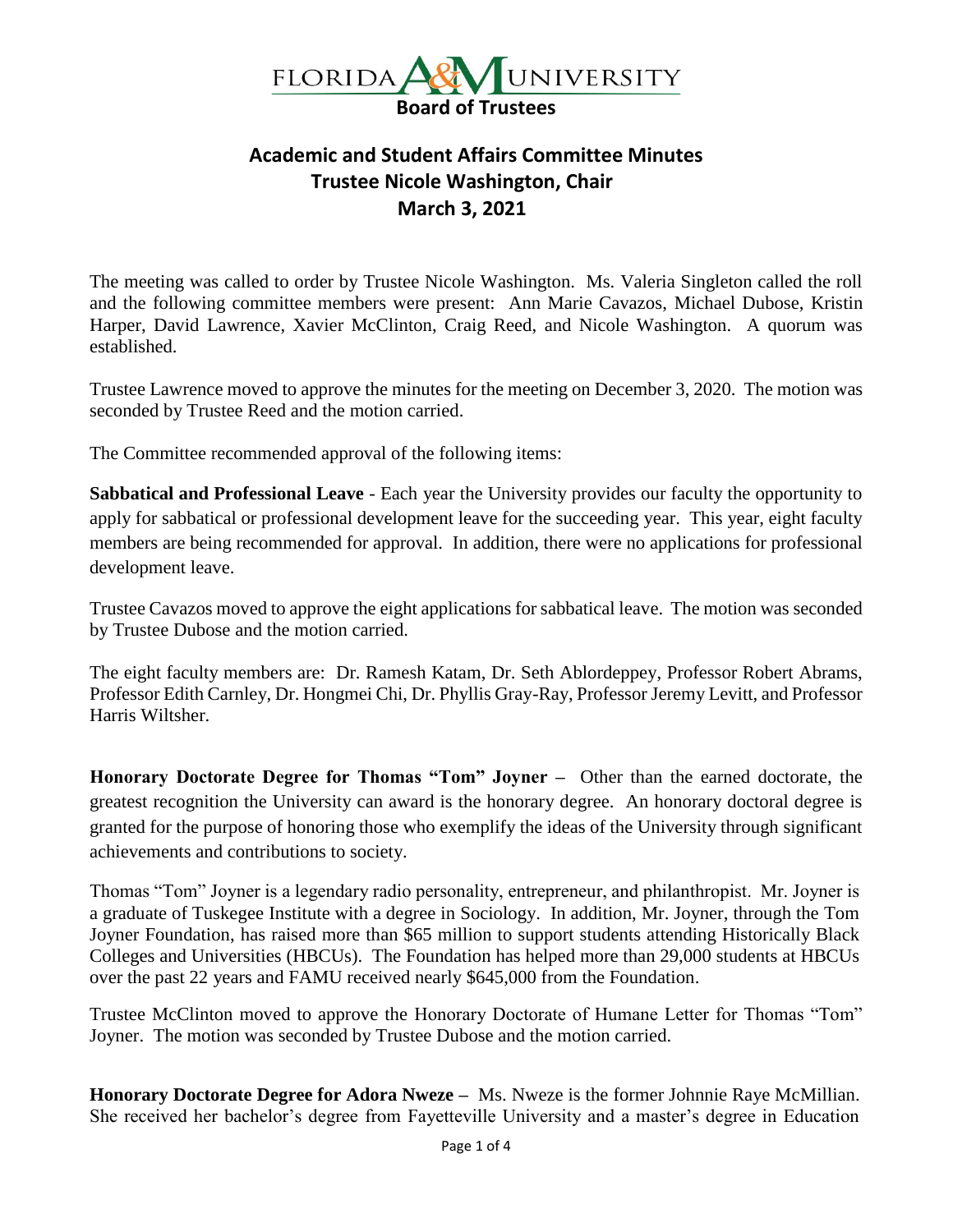# FLORIDA A&M UNIVERSITY
## Board of Trustees

## Academic and Student Affairs Committee Minutes
### Trustee Nicole Washington, Chair
### March 3, 2021

The meeting was called to order by Trustee Nicole Washington. Ms. Valeria Singleton called the roll and the following committee members were present: Ann Marie Cavazos, Michael Dubose, Kristin Harper, David Lawrence, Xavier McClinton, Craig Reed, and Nicole Washington. A quorum was established.

Trustee Lawrence moved to approve the minutes for the meeting on December 3, 2020. The motion was seconded by Trustee Reed and the motion carried.

The Committee recommended approval of the following items:

**Sabbatical and Professional Leave** - Each year the University provides our faculty the opportunity to apply for sabbatical or professional development leave for the succeeding year. This year, eight faculty members are being recommended for approval. In addition, there were no applications for professional development leave.

Trustee Cavazos moved to approve the eight applications for sabbatical leave. The motion was seconded by Trustee Dubose and the motion carried.

The eight faculty members are: Dr. Ramesh Katam, Dr. Seth Ablordeppey, Professor Robert Abrams, Professor Edith Carnley, Dr. Hongmei Chi, Dr. Phyllis Gray-Ray, Professor Jeremy Levitt, and Professor Harris Wiltsher.

**Honorary Doctorate Degree for Thomas "Tom" Joyner –** Other than the earned doctorate, the greatest recognition the University can award is the honorary degree. An honorary doctoral degree is granted for the purpose of honoring those who exemplify the ideas of the University through significant achievements and contributions to society.

Thomas "Tom" Joyner is a legendary radio personality, entrepreneur, and philanthropist. Mr. Joyner is a graduate of Tuskegee Institute with a degree in Sociology. In addition, Mr. Joyner, through the Tom Joyner Foundation, has raised more than $65 million to support students attending Historically Black Colleges and Universities (HBCUs). The Foundation has helped more than 29,000 students at HBCUs over the past 22 years and FAMU received nearly $645,000 from the Foundation.

Trustee McClinton moved to approve the Honorary Doctorate of Humane Letter for Thomas "Tom" Joyner. The motion was seconded by Trustee Dubose and the motion carried.

**Honorary Doctorate Degree for Adora Nweze –** Ms. Nweze is the former Johnnie Raye McMillian. She received her bachelor's degree from Fayetteville University and a master's degree in Education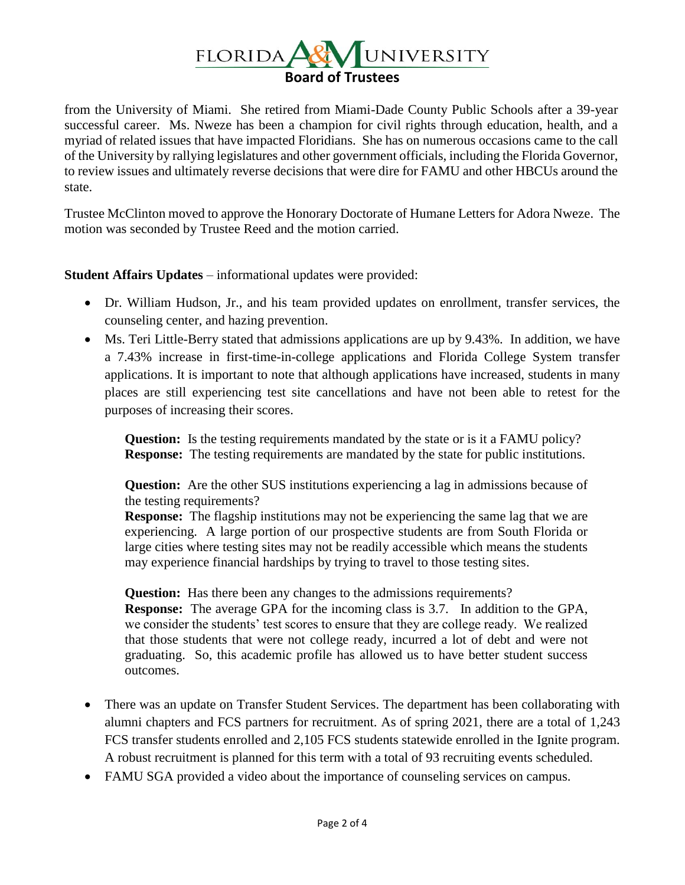from the University of Miami. She retired from Miami-Dade County Public Schools after a 39-year successful career. Ms. Nweze has been a champion for civil rights through education, health, and a myriad of related issues that have impacted Floridians. She has on numerous occasions came to the call of the University by rallying legislatures and other government officials, including the Florida Governor, to review issues and ultimately reverse decisions that were dire for FAMU and other HBCUs around the state.

Trustee McClinton moved to approve the Honorary Doctorate of Humane Letters for Adora Nweze. The motion was seconded by Trustee Reed and the motion carried.

**Student Affairs Updates** – informational updates were provided:

- Dr. William Hudson, Jr., and his team provided updates on enrollment, transfer services, the counseling center, and hazing prevention.
- Ms. Teri Little-Berry stated that admissions applications are up by 9.43%. In addition, we have a 7.43% increase in first-time-in-college applications and Florida College System transfer applications. It is important to note that although applications have increased, students in many places are still experiencing test site cancellations and have not been able to retest for the purposes of increasing their scores.

  **Question:** Is the testing requirements mandated by the state or is it a FAMU policy?
  **Response:** The testing requirements are mandated by the state for public institutions.

  **Question:** Are the other SUS institutions experiencing a lag in admissions because of the testing requirements?
  **Response:** The flagship institutions may not be experiencing the same lag that we are experiencing. A large portion of our prospective students are from South Florida or large cities where testing sites may not be readily accessible which means the students may experience financial hardships by trying to travel to those testing sites.

  **Question:** Has there been any changes to the admissions requirements?
  **Response:** The average GPA for the incoming class is 3.7. In addition to the GPA, we consider the students' test scores to ensure that they are college ready. We realized that those students that were not college ready, incurred a lot of debt and were not graduating. So, this academic profile has allowed us to have better student success outcomes.

- There was an update on Transfer Student Services. The department has been collaborating with alumni chapters and FCS partners for recruitment. As of spring 2021, there are a total of 1,243 FCS transfer students enrolled and 2,105 FCS students statewide enrolled in the Ignite program. A robust recruitment is planned for this term with a total of 93 recruiting events scheduled.
- FAMU SGA provided a video about the importance of counseling services on campus.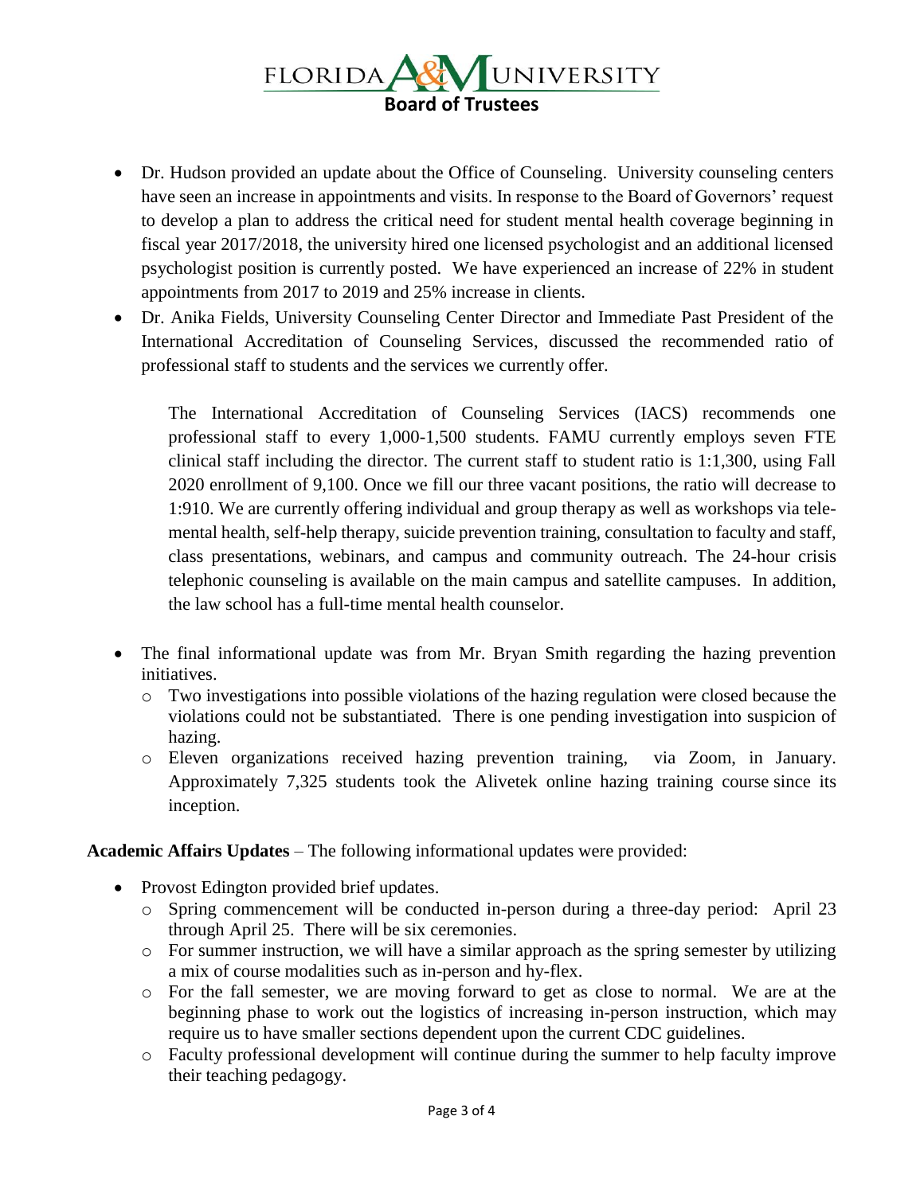- Dr. Hudson provided an update about the Office of Counseling. University counseling centers have seen an increase in appointments and visits. In response to the Board of Governors' request to develop a plan to address the critical need for student mental health coverage beginning in fiscal year 2017/2018, the university hired one licensed psychologist and an additional licensed psychologist position is currently posted. We have experienced an increase of 22% in student appointments from 2017 to 2019 and 25% increase in clients.
- Dr. Anika Fields, University Counseling Center Director and Immediate Past President of the International Accreditation of Counseling Services, discussed the recommended ratio of professional staff to students and the services we currently offer.

  The International Accreditation of Counseling Services (IACS) recommends one professional staff to every 1,000-1,500 students. FAMU currently employs seven FTE clinical staff including the director. The current staff to student ratio is 1:1,300, using Fall 2020 enrollment of 9,100. Once we fill our three vacant positions, the ratio will decrease to 1:910. We are currently offering individual and group therapy as well as workshops via tele-mental health, self-help therapy, suicide prevention training, consultation to faculty and staff, class presentations, webinars, and campus and community outreach. The 24-hour crisis telephonic counseling is available on the main campus and satellite campuses. In addition, the law school has a full-time mental health counselor.

- The final informational update was from Mr. Bryan Smith regarding the hazing prevention initiatives.
  - Two investigations into possible violations of the hazing regulation were closed because the violations could not be substantiated. There is one pending investigation into suspicion of hazing.
  - Eleven organizations received hazing prevention training, via Zoom, in January. Approximately 7,325 students took the Alivetek online hazing training course since its inception.

**Academic Affairs Updates** – The following informational updates were provided:

- Provost Edington provided brief updates.
  - Spring commencement will be conducted in-person during a three-day period: April 23 through April 25. There will be six ceremonies.
  - For summer instruction, we will have a similar approach as the spring semester by utilizing a mix of course modalities such as in-person and hy-flex.
  - For the fall semester, we are moving forward to get as close to normal. We are at the beginning phase to work out the logistics of increasing in-person instruction, which may require us to have smaller sections dependent upon the current CDC guidelines.
  - Faculty professional development will continue during the summer to help faculty improve their teaching pedagogy.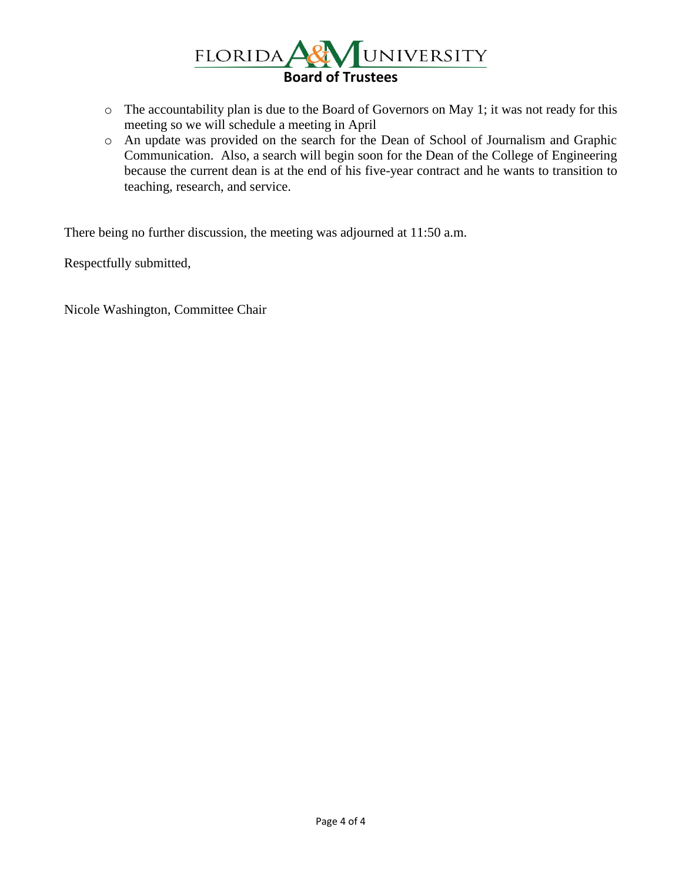- The accountability plan is due to the Board of Governors on May 1; it was not ready for this meeting so we will schedule a meeting in April
- An update was provided on the search for the Dean of School of Journalism and Graphic Communication. Also, a search will begin soon for the Dean of the College of Engineering because the current dean is at the end of his five-year contract and he wants to transition to teaching, research, and service.

There being no further discussion, the meeting was adjourned at 11:50 a.m.

Respectfully submitted,

Nicole Washington, Committee Chair